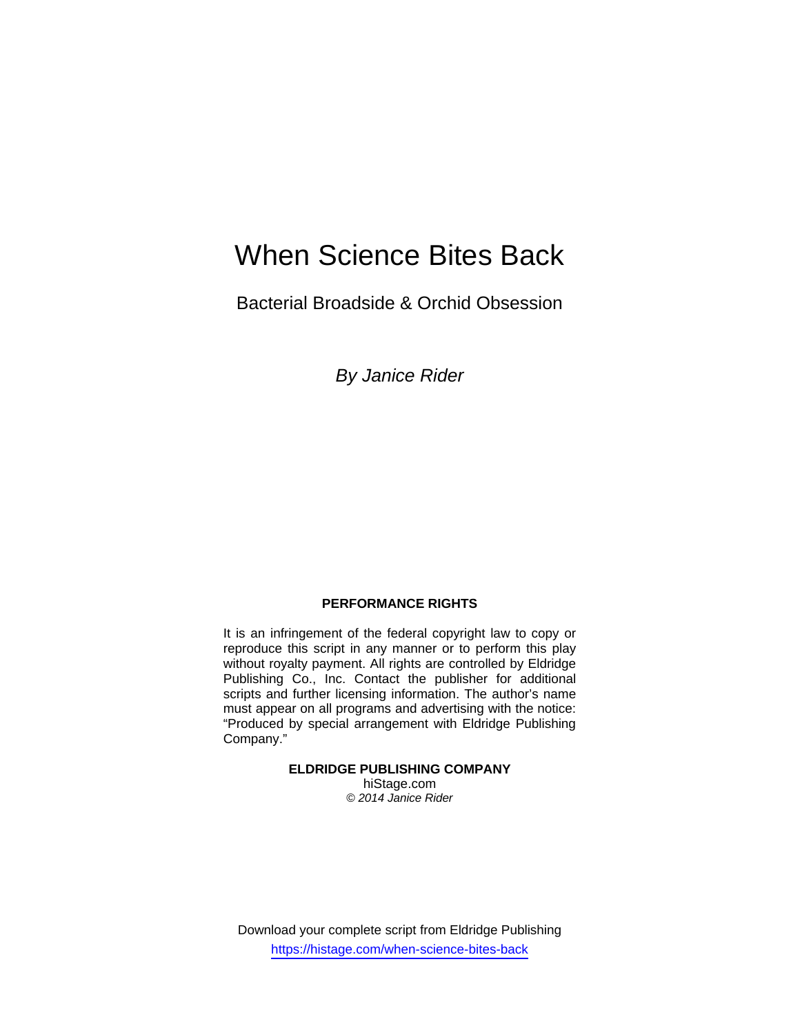# When Science Bites Back

## Bacterial Broadside & Orchid Obsession

*By Janice Rider*

**PERFORMANCE RIGHTS**

It is an infringement of the federal copyright law to copy or reproduce this script in any manner or to perform this play without royalty payment. All rights are controlled by Eldridge Publishing Co., Inc. Contact the publisher for additional scripts and further licensing information. The author's name must appear on all programs and advertising with the notice: "Produced by special arrangement with Eldridge Publishing Company."

**ELDRIDGE PUBLISHING COMPANY**
hiStage.com
*© 2014 Janice Rider*

Download your complete script from Eldridge Publishing
https://histage.com/when-science-bites-back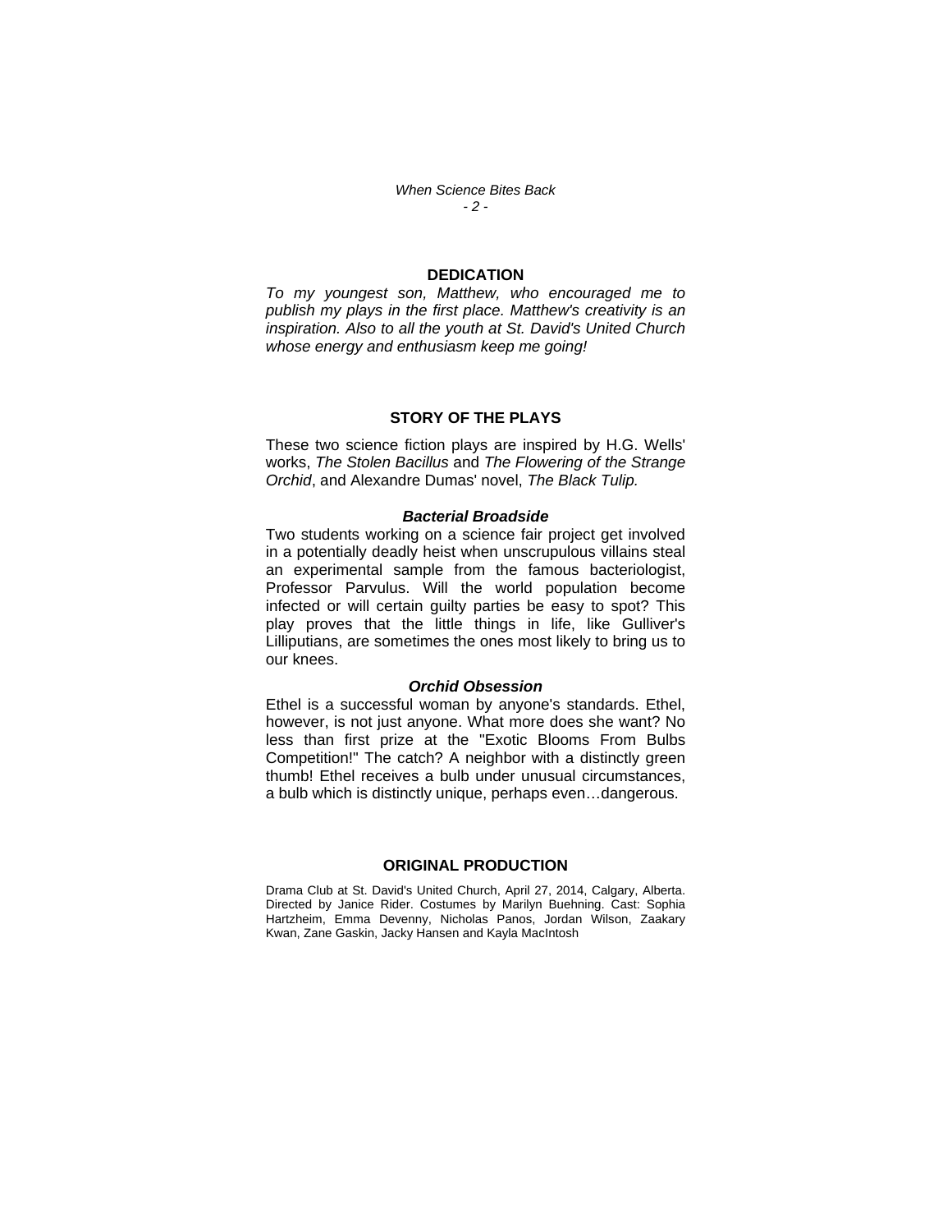## DEDICATION

*To my youngest son, Matthew, who encouraged me to publish my plays in the first place. Matthew's creativity is an inspiration. Also to all the youth at St. David's United Church whose energy and enthusiasm keep me going!*

## STORY OF THE PLAYS

These two science fiction plays are inspired by H.G. Wells' works, *The Stolen Bacillus* and *The Flowering of the Strange Orchid*, and Alexandre Dumas' novel, *The Black Tulip.*

### *Bacterial Broadside*

Two students working on a science fair project get involved in a potentially deadly heist when unscrupulous villains steal an experimental sample from the famous bacteriologist, Professor Parvulus. Will the world population become infected or will certain guilty parties be easy to spot? This play proves that the little things in life, like Gulliver's Lilliputians, are sometimes the ones most likely to bring us to our knees.

### *Orchid Obsession*

Ethel is a successful woman by anyone's standards. Ethel, however, is not just anyone. What more does she want? No less than first prize at the "Exotic Blooms From Bulbs Competition!" The catch? A neighbor with a distinctly green thumb! Ethel receives a bulb under unusual circumstances, a bulb which is distinctly unique, perhaps even…dangerous.

## ORIGINAL PRODUCTION

Drama Club at St. David's United Church, April 27, 2014, Calgary, Alberta. Directed by Janice Rider. Costumes by Marilyn Buehning. Cast: Sophia Hartzheim, Emma Devenny, Nicholas Panos, Jordan Wilson, Zaakary Kwan, Zane Gaskin, Jacky Hansen and Kayla MacIntosh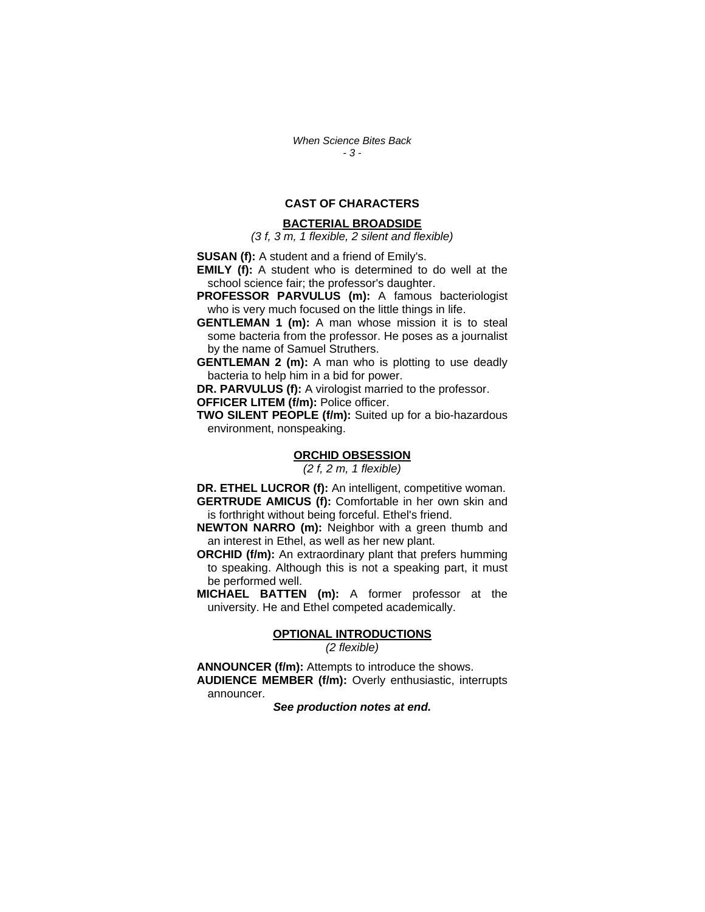## CAST OF CHARACTERS

### BACTERIAL BROADSIDE

*(3 f, 3 m, 1 flexible, 2 silent and flexible)*

**SUSAN (f):** A student and a friend of Emily's.

**EMILY (f):** A student who is determined to do well at the school science fair; the professor's daughter.

**PROFESSOR PARVULUS (m):** A famous bacteriologist who is very much focused on the little things in life.

**GENTLEMAN 1 (m):** A man whose mission it is to steal some bacteria from the professor. He poses as a journalist by the name of Samuel Struthers.

**GENTLEMAN 2 (m):** A man who is plotting to use deadly bacteria to help him in a bid for power.

**DR. PARVULUS (f):** A virologist married to the professor.

**OFFICER LITEM (f/m):** Police officer.

**TWO SILENT PEOPLE (f/m):** Suited up for a bio-hazardous environment, nonspeaking.

### ORCHID OBSESSION

*(2 f, 2 m, 1 flexible)*

**DR. ETHEL LUCROR (f):** An intelligent, competitive woman.

**GERTRUDE AMICUS (f):** Comfortable in her own skin and is forthright without being forceful. Ethel's friend.

**NEWTON NARRO (m):** Neighbor with a green thumb and an interest in Ethel, as well as her new plant.

**ORCHID (f/m):** An extraordinary plant that prefers humming to speaking. Although this is not a speaking part, it must be performed well.

**MICHAEL BATTEN (m):** A former professor at the university. He and Ethel competed academically.

### OPTIONAL INTRODUCTIONS

*(2 flexible)*

**ANNOUNCER (f/m):** Attempts to introduce the shows.

**AUDIENCE MEMBER (f/m):** Overly enthusiastic, interrupts announcer.

***See production notes at end.***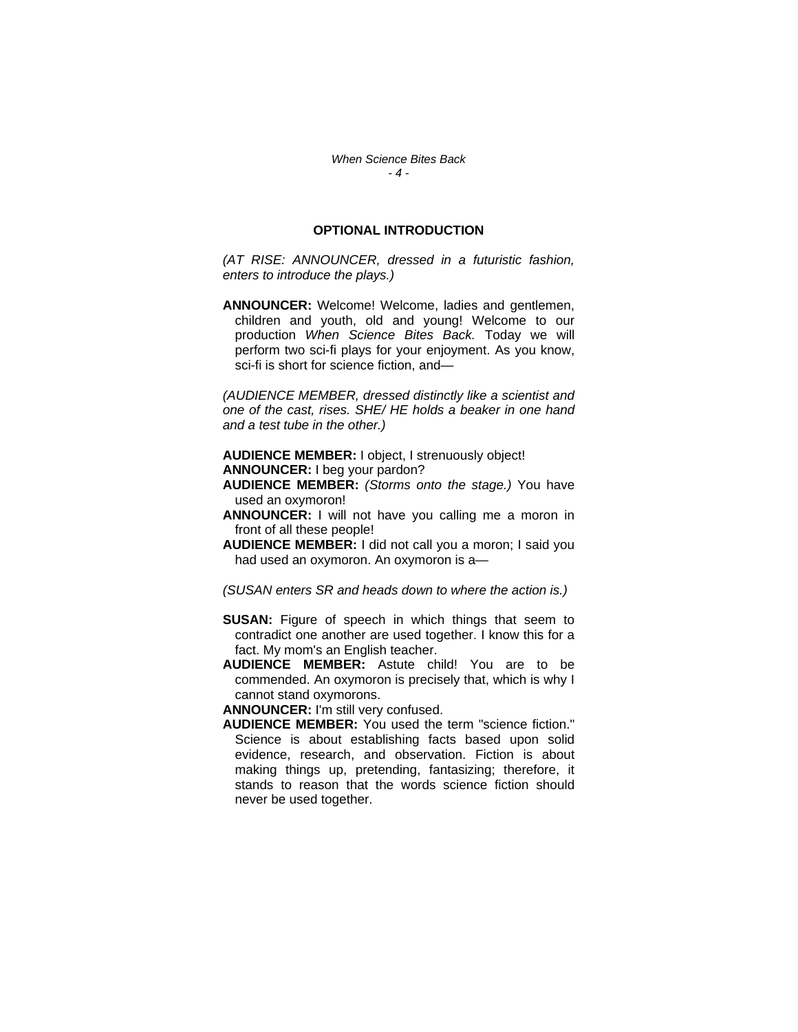## OPTIONAL INTRODUCTION

*(AT RISE: ANNOUNCER, dressed in a futuristic fashion, enters to introduce the plays.)*

**ANNOUNCER:** Welcome! Welcome, ladies and gentlemen, children and youth, old and young! Welcome to our production *When Science Bites Back.* Today we will perform two sci-fi plays for your enjoyment. As you know, sci-fi is short for science fiction, and—

*(AUDIENCE MEMBER, dressed distinctly like a scientist and one of the cast, rises. SHE/ HE holds a beaker in one hand and a test tube in the other.)*

**AUDIENCE MEMBER:** I object, I strenuously object!

**ANNOUNCER:** I beg your pardon?

**AUDIENCE MEMBER:** *(Storms onto the stage.)* You have used an oxymoron!

**ANNOUNCER:** I will not have you calling me a moron in front of all these people!

**AUDIENCE MEMBER:** I did not call you a moron; I said you had used an oxymoron. An oxymoron is a—

*(SUSAN enters SR and heads down to where the action is.)*

**SUSAN:** Figure of speech in which things that seem to contradict one another are used together. I know this for a fact. My mom's an English teacher.

**AUDIENCE MEMBER:** Astute child! You are to be commended. An oxymoron is precisely that, which is why I cannot stand oxymorons.

**ANNOUNCER:** I'm still very confused.

**AUDIENCE MEMBER:** You used the term "science fiction." Science is about establishing facts based upon solid evidence, research, and observation. Fiction is about making things up, pretending, fantasizing; therefore, it stands to reason that the words science fiction should never be used together.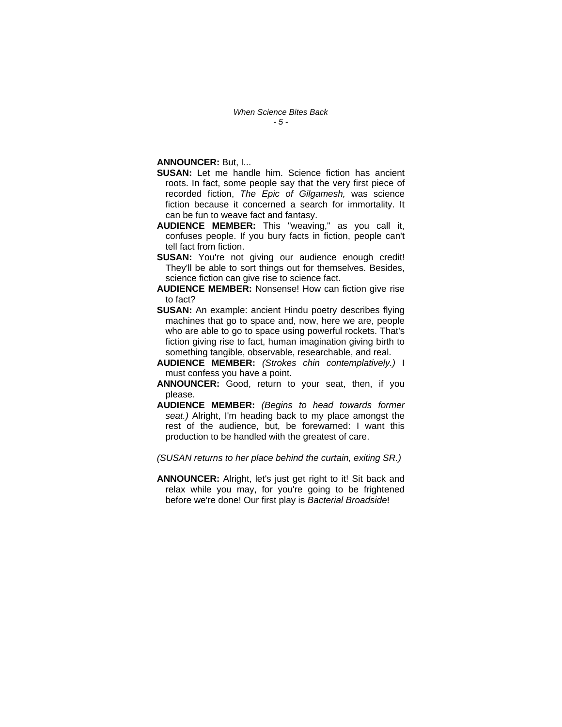**ANNOUNCER:** But, I...

**SUSAN:** Let me handle him. Science fiction has ancient roots. In fact, some people say that the very first piece of recorded fiction, *The Epic of Gilgamesh,* was science fiction because it concerned a search for immortality. It can be fun to weave fact and fantasy.

**AUDIENCE MEMBER:** This "weaving," as you call it, confuses people. If you bury facts in fiction, people can't tell fact from fiction.

**SUSAN:** You're not giving our audience enough credit! They'll be able to sort things out for themselves. Besides, science fiction can give rise to science fact.

**AUDIENCE MEMBER:** Nonsense! How can fiction give rise to fact?

**SUSAN:** An example: ancient Hindu poetry describes flying machines that go to space and, now, here we are, people who are able to go to space using powerful rockets. That's fiction giving rise to fact, human imagination giving birth to something tangible, observable, researchable, and real.

**AUDIENCE MEMBER:** *(Strokes chin contemplatively.)* I must confess you have a point.

**ANNOUNCER:** Good, return to your seat, then, if you please.

**AUDIENCE MEMBER:** *(Begins to head towards former seat.)* Alright, I'm heading back to my place amongst the rest of the audience, but, be forewarned: I want this production to be handled with the greatest of care.

*(SUSAN returns to her place behind the curtain, exiting SR.)*

**ANNOUNCER:** Alright, let's just get right to it! Sit back and relax while you may, for you're going to be frightened before we're done! Our first play is *Bacterial Broadside*!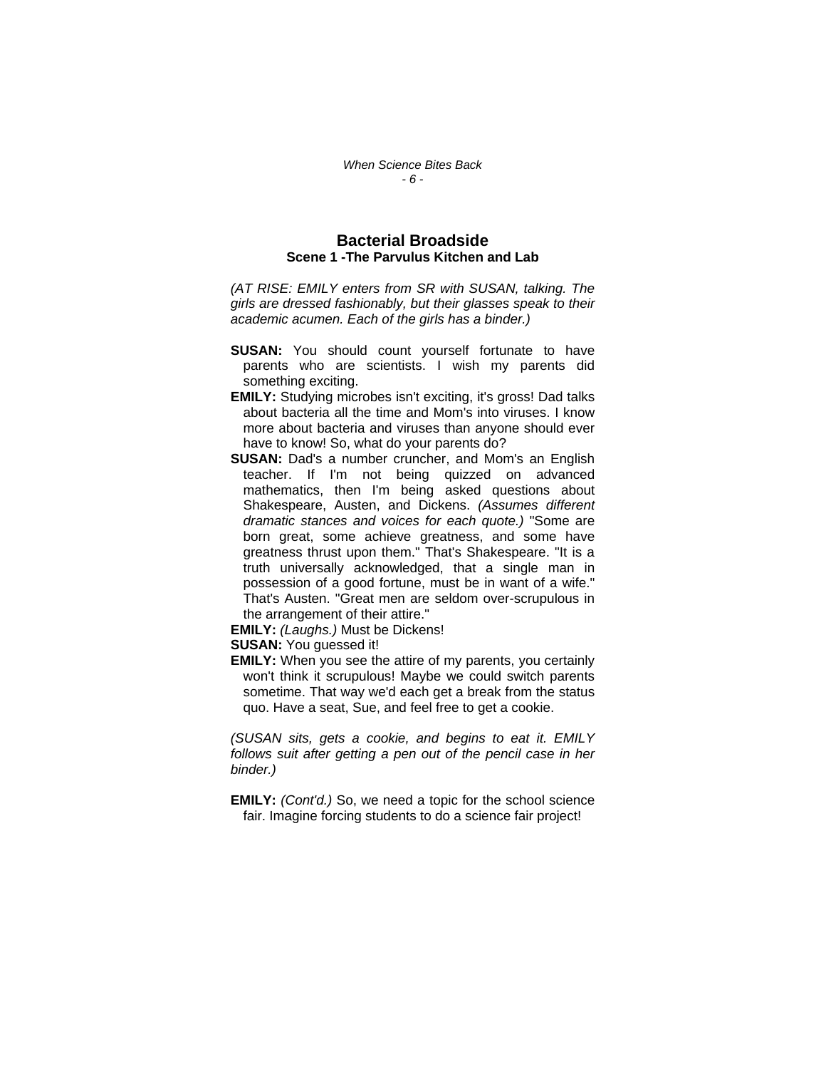## Bacterial Broadside

### Scene 1 -The Parvulus Kitchen and Lab

*(AT RISE: EMILY enters from SR with SUSAN, talking. The girls are dressed fashionably, but their glasses speak to their academic acumen. Each of the girls has a binder.)*

**SUSAN:** You should count yourself fortunate to have parents who are scientists. I wish my parents did something exciting.

**EMILY:** Studying microbes isn't exciting, it's gross! Dad talks about bacteria all the time and Mom's into viruses. I know more about bacteria and viruses than anyone should ever have to know! So, what do your parents do?

**SUSAN:** Dad's a number cruncher, and Mom's an English teacher. If I'm not being quizzed on advanced mathematics, then I'm being asked questions about Shakespeare, Austen, and Dickens. *(Assumes different dramatic stances and voices for each quote.)* "Some are born great, some achieve greatness, and some have greatness thrust upon them." That's Shakespeare. "It is a truth universally acknowledged, that a single man in possession of a good fortune, must be in want of a wife." That's Austen. "Great men are seldom over-scrupulous in the arrangement of their attire."

**EMILY:** *(Laughs.)* Must be Dickens!

**SUSAN:** You guessed it!

**EMILY:** When you see the attire of my parents, you certainly won't think it scrupulous! Maybe we could switch parents sometime. That way we'd each get a break from the status quo. Have a seat, Sue, and feel free to get a cookie.

*(SUSAN sits, gets a cookie, and begins to eat it. EMILY follows suit after getting a pen out of the pencil case in her binder.)*

**EMILY:** *(Cont'd.)* So, we need a topic for the school science fair. Imagine forcing students to do a science fair project!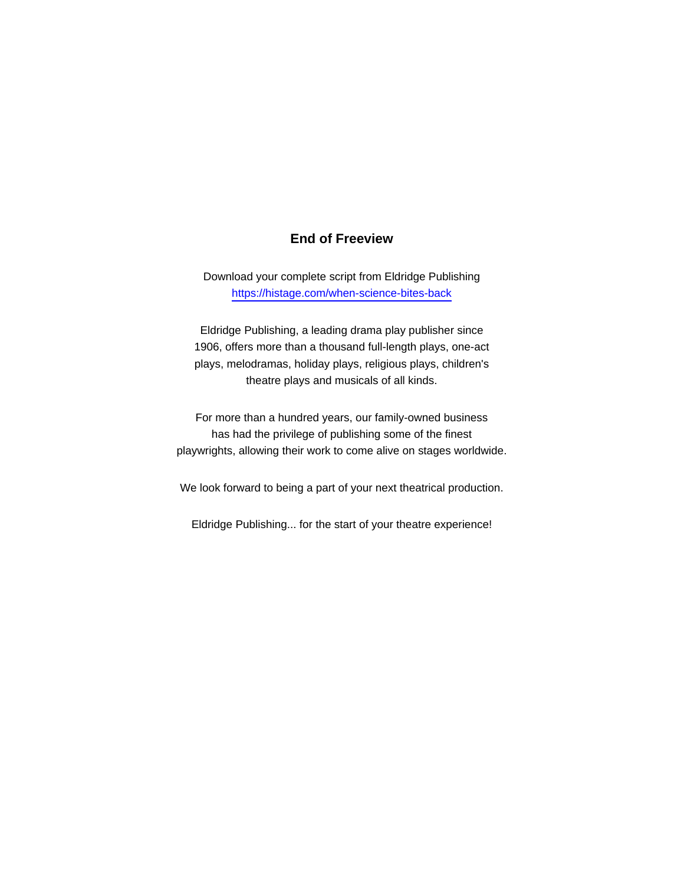## End of Freeview

Download your complete script from Eldridge Publishing
https://histage.com/when-science-bites-back

Eldridge Publishing, a leading drama play publisher since 1906, offers more than a thousand full-length plays, one-act plays, melodramas, holiday plays, religious plays, children's theatre plays and musicals of all kinds.

For more than a hundred years, our family-owned business has had the privilege of publishing some of the finest playwrights, allowing their work to come alive on stages worldwide.

We look forward to being a part of your next theatrical production.

Eldridge Publishing... for the start of your theatre experience!